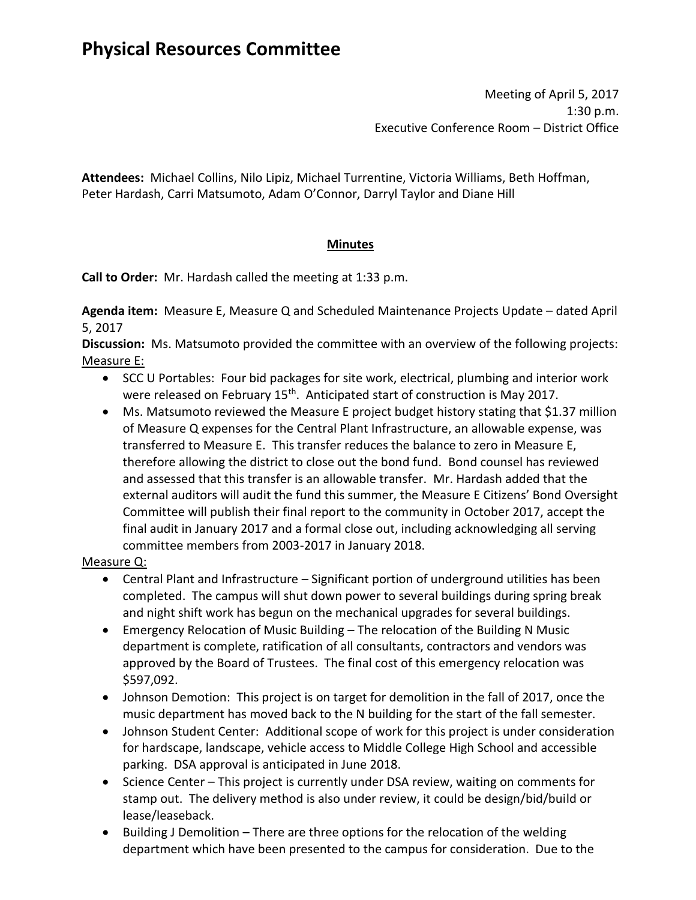# Physical Resources Committee

Meeting of April 5, 2017
1:30 p.m.
Executive Conference Room – District Office

**Attendees:** Michael Collins, Nilo Lipiz, Michael Turrentine, Victoria Williams, Beth Hoffman, Peter Hardash, Carri Matsumoto, Adam O'Connor, Darryl Taylor and Diane Hill

**Minutes**

**Call to Order:** Mr. Hardash called the meeting at 1:33 p.m.

**Agenda item:** Measure E, Measure Q and Scheduled Maintenance Projects Update – dated April 5, 2017

**Discussion:** Ms. Matsumoto provided the committee with an overview of the following projects:

Measure E:

- SCC U Portables: Four bid packages for site work, electrical, plumbing and interior work were released on February 15th. Anticipated start of construction is May 2017.
- Ms. Matsumoto reviewed the Measure E project budget history stating that $1.37 million of Measure Q expenses for the Central Plant Infrastructure, an allowable expense, was transferred to Measure E. This transfer reduces the balance to zero in Measure E, therefore allowing the district to close out the bond fund. Bond counsel has reviewed and assessed that this transfer is an allowable transfer. Mr. Hardash added that the external auditors will audit the fund this summer, the Measure E Citizens' Bond Oversight Committee will publish their final report to the community in October 2017, accept the final audit in January 2017 and a formal close out, including acknowledging all serving committee members from 2003-2017 in January 2018.

Measure Q:

- Central Plant and Infrastructure – Significant portion of underground utilities has been completed. The campus will shut down power to several buildings during spring break and night shift work has begun on the mechanical upgrades for several buildings.
- Emergency Relocation of Music Building – The relocation of the Building N Music department is complete, ratification of all consultants, contractors and vendors was approved by the Board of Trustees. The final cost of this emergency relocation was $597,092.
- Johnson Demotion: This project is on target for demolition in the fall of 2017, once the music department has moved back to the N building for the start of the fall semester.
- Johnson Student Center: Additional scope of work for this project is under consideration for hardscape, landscape, vehicle access to Middle College High School and accessible parking. DSA approval is anticipated in June 2018.
- Science Center – This project is currently under DSA review, waiting on comments for stamp out. The delivery method is also under review, it could be design/bid/build or lease/leaseback.
- Building J Demolition – There are three options for the relocation of the welding department which have been presented to the campus for consideration. Due to the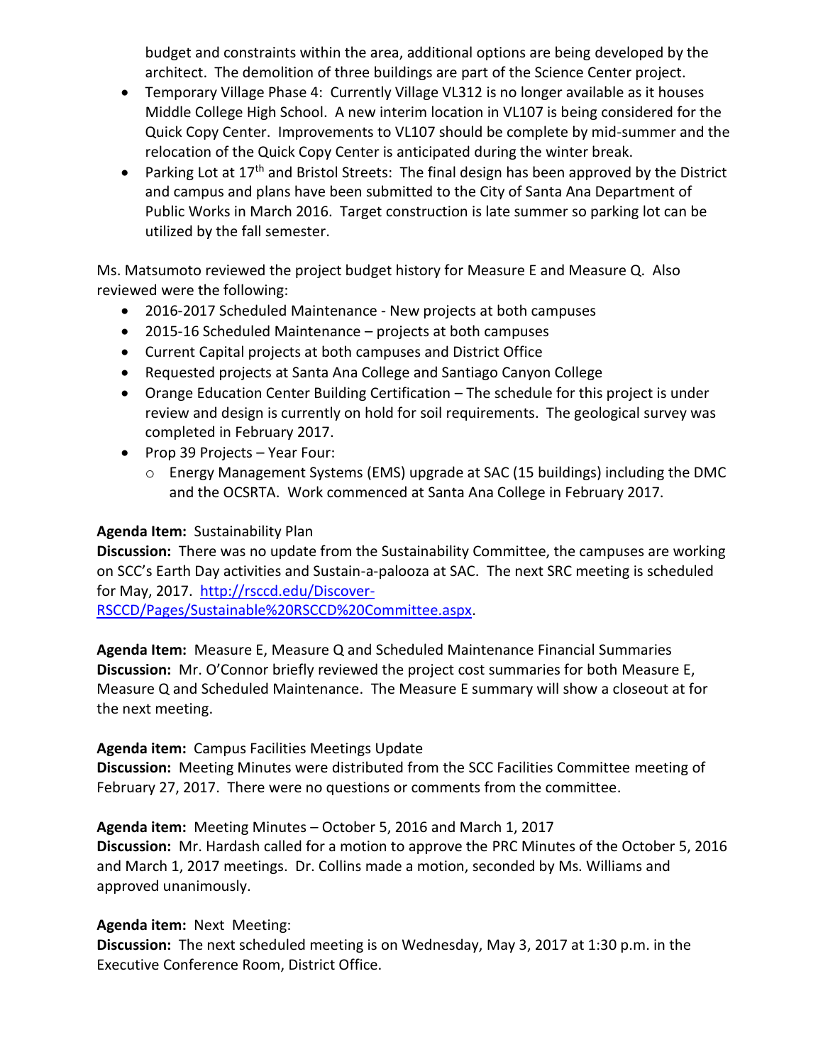budget and constraints within the area, additional options are being developed by the architect. The demolition of three buildings are part of the Science Center project.

- Temporary Village Phase 4: Currently Village VL312 is no longer available as it houses Middle College High School. A new interim location in VL107 is being considered for the Quick Copy Center. Improvements to VL107 should be complete by mid-summer and the relocation of the Quick Copy Center is anticipated during the winter break.
- Parking Lot at 17th and Bristol Streets: The final design has been approved by the District and campus and plans have been submitted to the City of Santa Ana Department of Public Works in March 2016. Target construction is late summer so parking lot can be utilized by the fall semester.

Ms. Matsumoto reviewed the project budget history for Measure E and Measure Q. Also reviewed were the following:

- 2016-2017 Scheduled Maintenance - New projects at both campuses
- 2015-16 Scheduled Maintenance – projects at both campuses
- Current Capital projects at both campuses and District Office
- Requested projects at Santa Ana College and Santiago Canyon College
- Orange Education Center Building Certification – The schedule for this project is under review and design is currently on hold for soil requirements. The geological survey was completed in February 2017.
- Prop 39 Projects – Year Four:
  - Energy Management Systems (EMS) upgrade at SAC (15 buildings) including the DMC and the OCSRTA. Work commenced at Santa Ana College in February 2017.

**Agenda Item:** Sustainability Plan
**Discussion:** There was no update from the Sustainability Committee, the campuses are working on SCC's Earth Day activities and Sustain-a-palooza at SAC. The next SRC meeting is scheduled for May, 2017. [http://rsccd.edu/Discover-RSCCD/Pages/Sustainable%20RSCCD%20Committee.aspx](http://rsccd.edu/Discover-RSCCD/Pages/Sustainable%20RSCCD%20Committee.aspx).

**Agenda Item:** Measure E, Measure Q and Scheduled Maintenance Financial Summaries
**Discussion:** Mr. O'Connor briefly reviewed the project cost summaries for both Measure E, Measure Q and Scheduled Maintenance. The Measure E summary will show a closeout at for the next meeting.

**Agenda item:** Campus Facilities Meetings Update
**Discussion:** Meeting Minutes were distributed from the SCC Facilities Committee meeting of February 27, 2017. There were no questions or comments from the committee.

**Agenda item:** Meeting Minutes – October 5, 2016 and March 1, 2017
**Discussion:** Mr. Hardash called for a motion to approve the PRC Minutes of the October 5, 2016 and March 1, 2017 meetings. Dr. Collins made a motion, seconded by Ms. Williams and approved unanimously.

**Agenda item:** Next Meeting:
**Discussion:** The next scheduled meeting is on Wednesday, May 3, 2017 at 1:30 p.m. in the Executive Conference Room, District Office.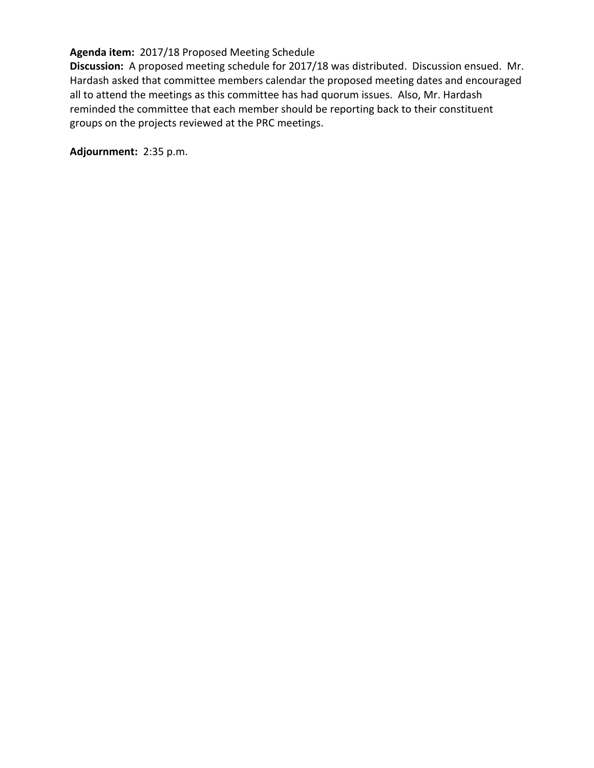**Agenda item:** 2017/18 Proposed Meeting Schedule
**Discussion:** A proposed meeting schedule for 2017/18 was distributed. Discussion ensued. Mr. Hardash asked that committee members calendar the proposed meeting dates and encouraged all to attend the meetings as this committee has had quorum issues. Also, Mr. Hardash reminded the committee that each member should be reporting back to their constituent groups on the projects reviewed at the PRC meetings.

**Adjournment:** 2:35 p.m.